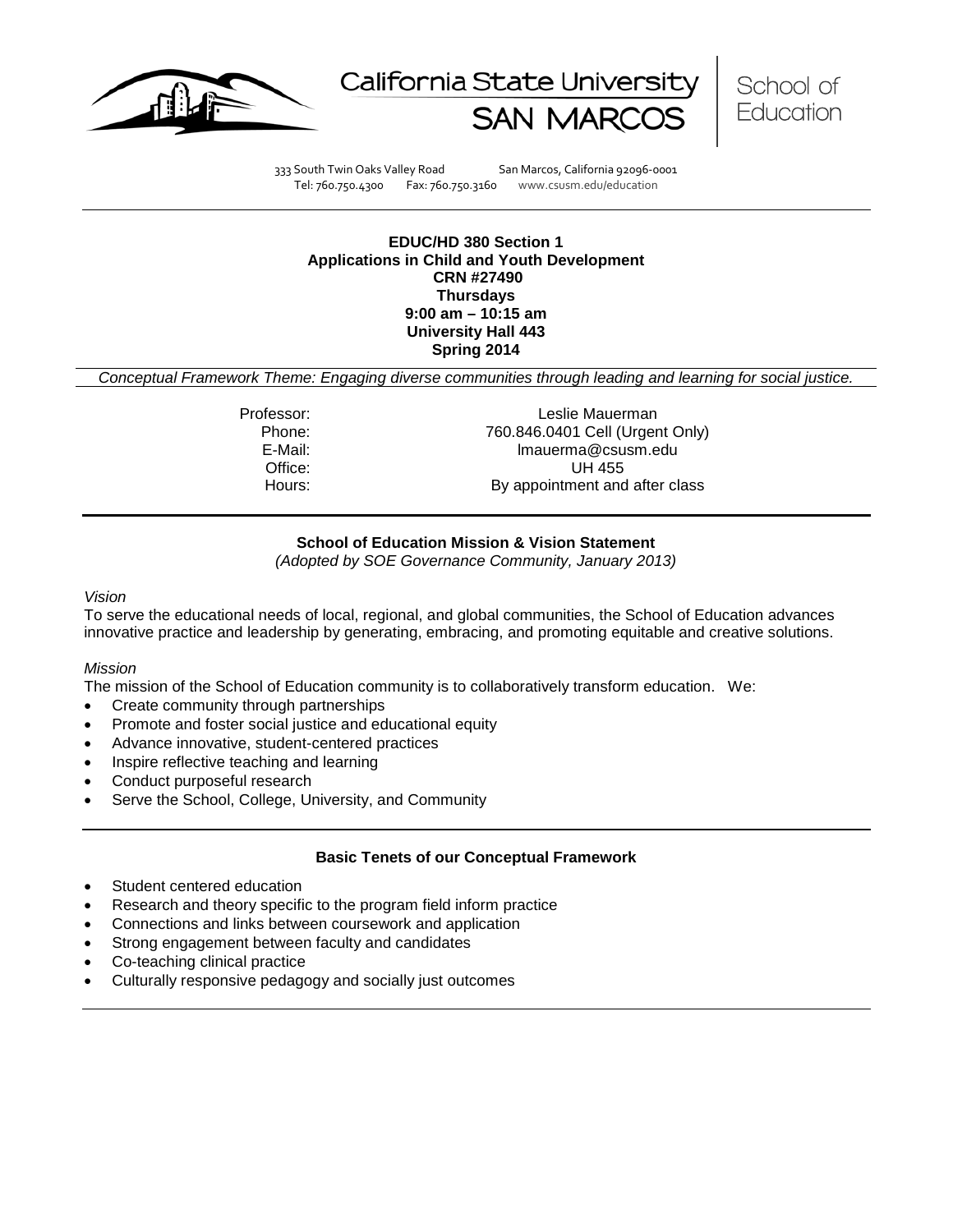California State University SAN MARCOS | School of Education

333 South Twin Oaks Valley Road San Marcos, California 92096-0001
Tel: 760.750.4300 Fax: 760.750.3160 www.csusm.edu/education

**EDUC/HD 380 Section 1**
**Applications in Child and Youth Development**
**CRN #27490**
**Thursdays**
**9:00 am – 10:15 am**
**University Hall 443**
**Spring 2014**

*Conceptual Framework Theme: Engaging diverse communities through leading and learning for social justice.*

| | |
|---|---|
| Professor: | Leslie Mauerman |
| Phone: | 760.846.0401 Cell (Urgent Only) |
| E-Mail: | lmauerma@csusm.edu |
| Office: | UH 455 |
| Hours: | By appointment and after class |

### School of Education Mission & Vision Statement

*(Adopted by SOE Governance Community, January 2013)*

*Vision*

To serve the educational needs of local, regional, and global communities, the School of Education advances innovative practice and leadership by generating, embracing, and promoting equitable and creative solutions.

*Mission*

The mission of the School of Education community is to collaboratively transform education. We:

- Create community through partnerships
- Promote and foster social justice and educational equity
- Advance innovative, student-centered practices
- Inspire reflective teaching and learning
- Conduct purposeful research
- Serve the School, College, University, and Community

### Basic Tenets of our Conceptual Framework

- Student centered education
- Research and theory specific to the program field inform practice
- Connections and links between coursework and application
- Strong engagement between faculty and candidates
- Co-teaching clinical practice
- Culturally responsive pedagogy and socially just outcomes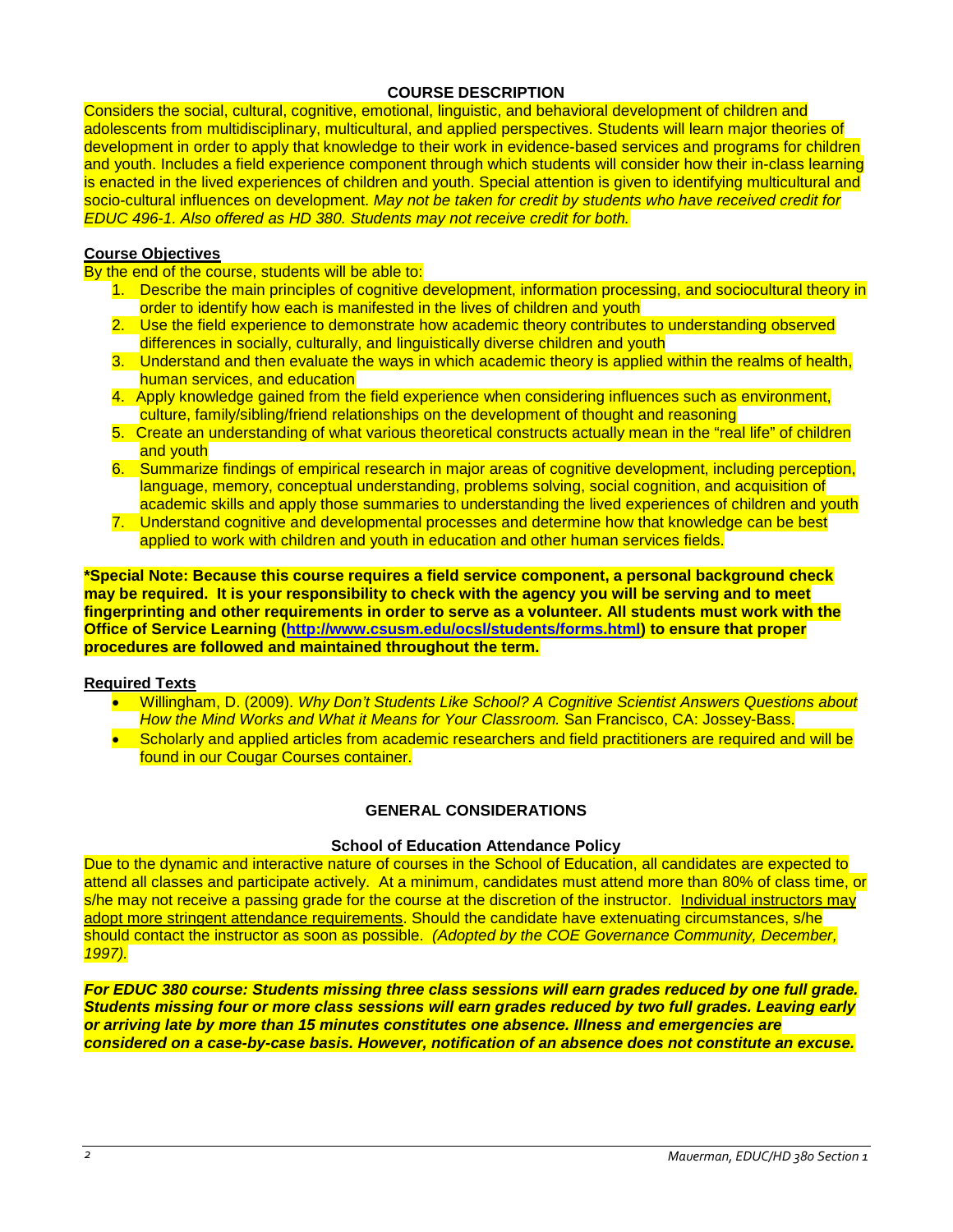## COURSE DESCRIPTION

Considers the social, cultural, cognitive, emotional, linguistic, and behavioral development of children and adolescents from multidisciplinary, multicultural, and applied perspectives. Students will learn major theories of development in order to apply that knowledge to their work in evidence-based services and programs for children and youth. Includes a field experience component through which students will consider how their in-class learning is enacted in the lived experiences of children and youth. Special attention is given to identifying multicultural and socio-cultural influences on development. *May not be taken for credit by students who have received credit for EDUC 496-1. Also offered as HD 380. Students may not receive credit for both.*

### Course Objectives

By the end of the course, students will be able to:

1. Describe the main principles of cognitive development, information processing, and sociocultural theory in order to identify how each is manifested in the lives of children and youth
2. Use the field experience to demonstrate how academic theory contributes to understanding observed differences in socially, culturally, and linguistically diverse children and youth
3. Understand and then evaluate the ways in which academic theory is applied within the realms of health, human services, and education
4. Apply knowledge gained from the field experience when considering influences such as environment, culture, family/sibling/friend relationships on the development of thought and reasoning
5. Create an understanding of what various theoretical constructs actually mean in the "real life" of children and youth
6. Summarize findings of empirical research in major areas of cognitive development, including perception, language, memory, conceptual understanding, problems solving, social cognition, and acquisition of academic skills and apply those summaries to understanding the lived experiences of children and youth
7. Understand cognitive and developmental processes and determine how that knowledge can be best applied to work with children and youth in education and other human services fields.

**\*Special Note: Because this course requires a field service component, a personal background check may be required. It is your responsibility to check with the agency you will be serving and to meet fingerprinting and other requirements in order to serve as a volunteer. All students must work with the Office of Service Learning (http://www.csusm.edu/ocsl/students/forms.html) to ensure that proper procedures are followed and maintained throughout the term.**

### Required Texts

- Willingham, D. (2009). *Why Don't Students Like School? A Cognitive Scientist Answers Questions about How the Mind Works and What it Means for Your Classroom.* San Francisco, CA: Jossey-Bass.
- Scholarly and applied articles from academic researchers and field practitioners are required and will be found in our Cougar Courses container.

## GENERAL CONSIDERATIONS

### School of Education Attendance Policy

Due to the dynamic and interactive nature of courses in the School of Education, all candidates are expected to attend all classes and participate actively. At a minimum, candidates must attend more than 80% of class time, or s/he may not receive a passing grade for the course at the discretion of the instructor. Individual instructors may adopt more stringent attendance requirements. Should the candidate have extenuating circumstances, s/he should contact the instructor as soon as possible. *(Adopted by the COE Governance Community, December, 1997).*

***For EDUC 380 course: Students missing three class sessions will earn grades reduced by one full grade. Students missing four or more class sessions will earn grades reduced by two full grades. Leaving early or arriving late by more than 15 minutes constitutes one absence. Illness and emergencies are considered on a case-by-case basis. However, notification of an absence does not constitute an excuse.***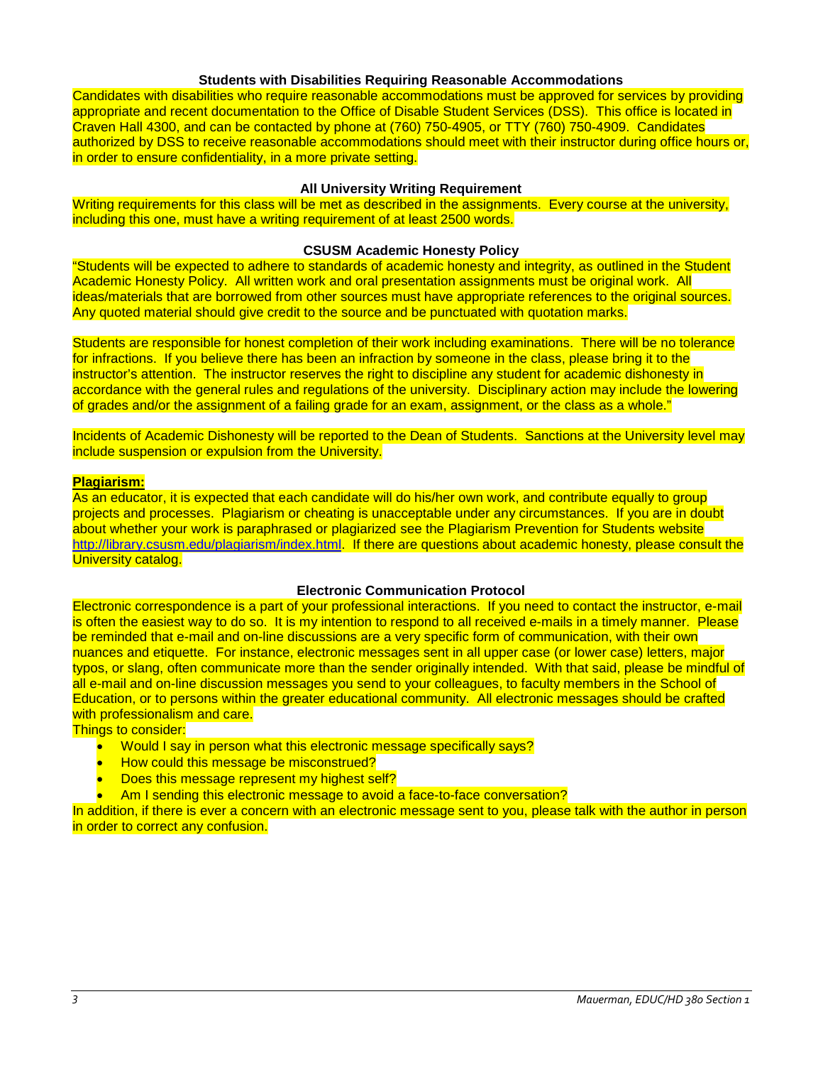### Students with Disabilities Requiring Reasonable Accommodations

Candidates with disabilities who require reasonable accommodations must be approved for services by providing appropriate and recent documentation to the Office of Disable Student Services (DSS). This office is located in Craven Hall 4300, and can be contacted by phone at (760) 750-4905, or TTY (760) 750-4909. Candidates authorized by DSS to receive reasonable accommodations should meet with their instructor during office hours or, in order to ensure confidentiality, in a more private setting.

### All University Writing Requirement

Writing requirements for this class will be met as described in the assignments. Every course at the university, including this one, must have a writing requirement of at least 2500 words.

### CSUSM Academic Honesty Policy

"Students will be expected to adhere to standards of academic honesty and integrity, as outlined in the Student Academic Honesty Policy. All written work and oral presentation assignments must be original work. All ideas/materials that are borrowed from other sources must have appropriate references to the original sources. Any quoted material should give credit to the source and be punctuated with quotation marks.

Students are responsible for honest completion of their work including examinations. There will be no tolerance for infractions. If you believe there has been an infraction by someone in the class, please bring it to the instructor's attention. The instructor reserves the right to discipline any student for academic dishonesty in accordance with the general rules and regulations of the university. Disciplinary action may include the lowering of grades and/or the assignment of a failing grade for an exam, assignment, or the class as a whole."

Incidents of Academic Dishonesty will be reported to the Dean of Students. Sanctions at the University level may include suspension or expulsion from the University.

**Plagiarism:**

As an educator, it is expected that each candidate will do his/her own work, and contribute equally to group projects and processes. Plagiarism or cheating is unacceptable under any circumstances. If you are in doubt about whether your work is paraphrased or plagiarized see the Plagiarism Prevention for Students website http://library.csusm.edu/plagiarism/index.html. If there are questions about academic honesty, please consult the University catalog.

### Electronic Communication Protocol

Electronic correspondence is a part of your professional interactions. If you need to contact the instructor, e-mail is often the easiest way to do so. It is my intention to respond to all received e-mails in a timely manner. Please be reminded that e-mail and on-line discussions are a very specific form of communication, with their own nuances and etiquette. For instance, electronic messages sent in all upper case (or lower case) letters, major typos, or slang, often communicate more than the sender originally intended. With that said, please be mindful of all e-mail and on-line discussion messages you send to your colleagues, to faculty members in the School of Education, or to persons within the greater educational community. All electronic messages should be crafted with professionalism and care.

Things to consider:

- Would I say in person what this electronic message specifically says?
- How could this message be misconstrued?
- Does this message represent my highest self?
- Am I sending this electronic message to avoid a face-to-face conversation?

In addition, if there is ever a concern with an electronic message sent to you, please talk with the author in person in order to correct any confusion.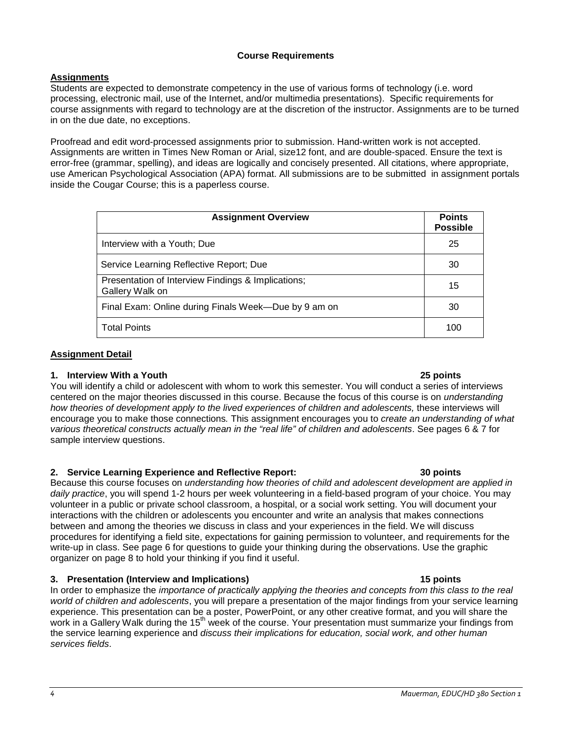## Course Requirements

### Assignments

Students are expected to demonstrate competency in the use of various forms of technology (i.e. word processing, electronic mail, use of the Internet, and/or multimedia presentations). Specific requirements for course assignments with regard to technology are at the discretion of the instructor. Assignments are to be turned in on the due date, no exceptions.

Proofread and edit word-processed assignments prior to submission. Hand-written work is not accepted. Assignments are written in Times New Roman or Arial, size12 font, and are double-spaced. Ensure the text is error-free (grammar, spelling), and ideas are logically and concisely presented. All citations, where appropriate, use American Psychological Association (APA) format. All submissions are to be submitted in assignment portals inside the Cougar Course; this is a paperless course.

| Assignment Overview | Points Possible |
| --- | --- |
| Interview with a Youth; Due | 25 |
| Service Learning Reflective Report; Due | 30 |
| Presentation of Interview Findings & Implications; Gallery Walk on | 15 |
| Final Exam: Online during Finals Week—Due by 9 am on | 30 |
| Total Points | 100 |

### Assignment Detail

**1. Interview With a Youth** **25 points**

You will identify a child or adolescent with whom to work this semester. You will conduct a series of interviews centered on the major theories discussed in this course. Because the focus of this course is on *understanding how theories of development apply to the lived experiences of children and adolescents,* these interviews will encourage you to make those connections*.* This assignment encourages you to *create an understanding of what various theoretical constructs actually mean in the "real life" of children and adolescents*. See pages 6 & 7 for sample interview questions.

**2. Service Learning Experience and Reflective Report:** **30 points**

Because this course focuses on *understanding how theories of child and adolescent development are applied in daily practice*, you will spend 1-2 hours per week volunteering in a field-based program of your choice. You may volunteer in a public or private school classroom, a hospital, or a social work setting. You will document your interactions with the children or adolescents you encounter and write an analysis that makes connections between and among the theories we discuss in class and your experiences in the field. We will discuss procedures for identifying a field site, expectations for gaining permission to volunteer, and requirements for the write-up in class. See page 6 for questions to guide your thinking during the observations. Use the graphic organizer on page 8 to hold your thinking if you find it useful.

**3. Presentation (Interview and Implications)** **15 points**

In order to emphasize the *importance of practically applying the theories and concepts from this class to the real world of children and adolescents*, you will prepare a presentation of the major findings from your service learning experience. This presentation can be a poster, PowerPoint, or any other creative format, and you will share the work in a Gallery Walk during the 15th week of the course. Your presentation must summarize your findings from the service learning experience and *discuss their implications for education, social work, and other human services fields*.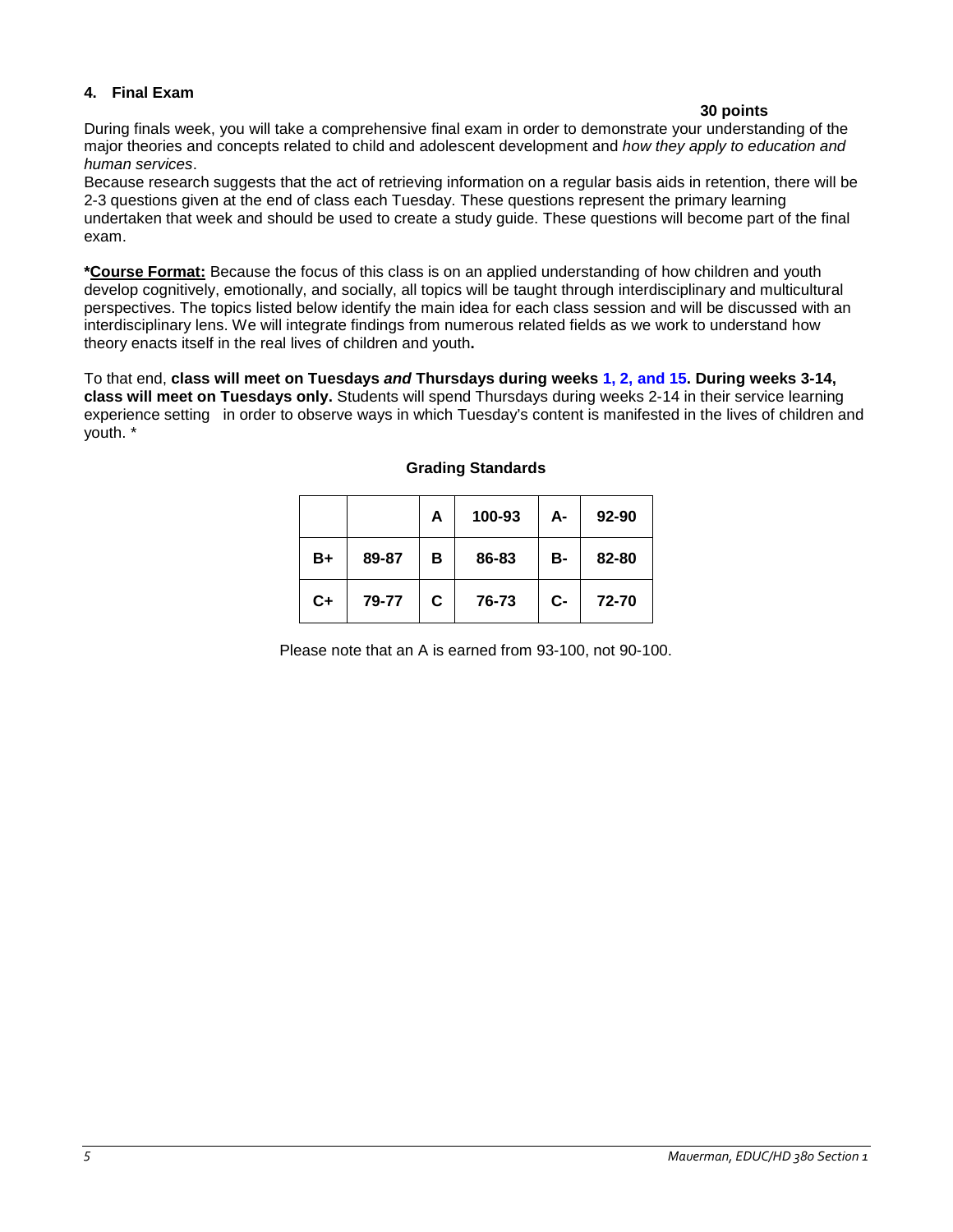### 4. Final Exam

**30 points**

During finals week, you will take a comprehensive final exam in order to demonstrate your understanding of the major theories and concepts related to child and adolescent development and *how they apply to education and human services*.

Because research suggests that the act of retrieving information on a regular basis aids in retention, there will be 2-3 questions given at the end of class each Tuesday. These questions represent the primary learning undertaken that week and should be used to create a study guide. These questions will become part of the final exam.

***Course Format:** Because the focus of this class is on an applied understanding of how children and youth develop cognitively, emotionally, and socially, all topics will be taught through interdisciplinary and multicultural perspectives. The topics listed below identify the main idea for each class session and will be discussed with an interdisciplinary lens. We will integrate findings from numerous related fields as we work to understand how theory enacts itself in the real lives of children and youth**.**

To that end, **class will meet on Tuesdays *and* Thursdays during weeks 1, 2, and 15. During weeks 3-14, class will meet on Tuesdays only.** Students will spend Thursdays during weeks 2-14 in their service learning experience setting in order to observe ways in which Tuesday's content is manifested in the lives of children and youth. *

**Grading Standards**

| | | **A** | **100-93** | **A-** | **92-90** |
|---|---|---|---|---|---|
| **B+** | **89-87** | **B** | **86-83** | **B-** | **82-80** |
| **C+** | **79-77** | **C** | **76-73** | **C-** | **72-70** |

Please note that an A is earned from 93-100, not 90-100.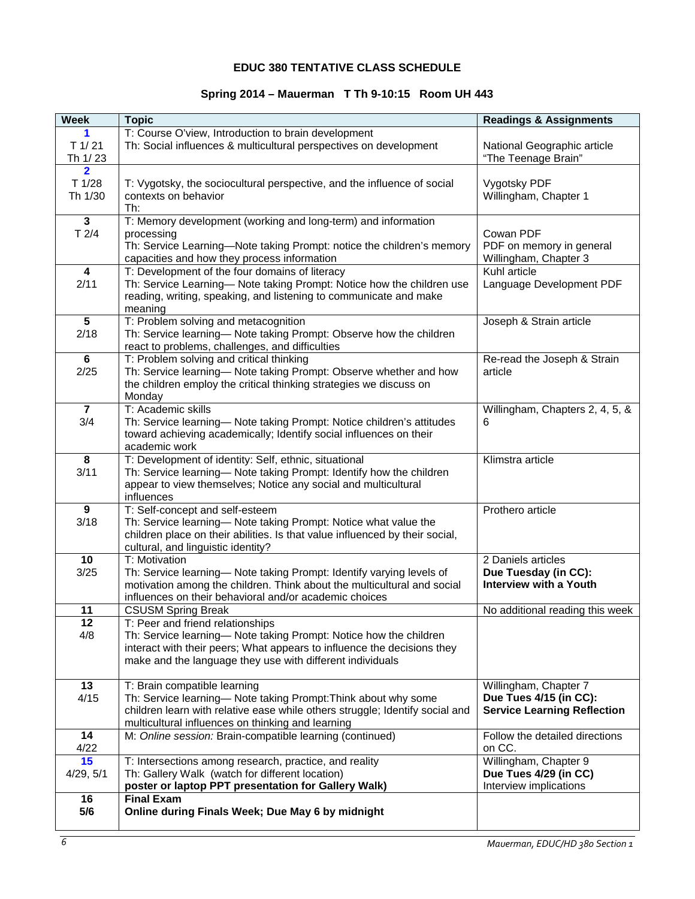## EDUC 380 TENTATIVE CLASS SCHEDULE

### Spring 2014 – Mauerman T Th 9-10:15 Room UH 443

| Week | Topic | Readings & Assignments |
|---|---|---|
| **1**<br>T 1/ 21<br>Th 1/ 23 | T: Course O'view, Introduction to brain development<br>Th: Social influences & multicultural perspectives on development | National Geographic article "The Teenage Brain" |
| **2**<br>T 1/28<br>Th 1/30 | T: Vygotsky, the sociocultural perspective, and the influence of social contexts on behavior<br>Th: | Vygotsky PDF<br>Willingham, Chapter 1 |
| **3**<br>T 2/4 | T: Memory development (working and long-term) and information processing<br>Th: Service Learning—Note taking Prompt: notice the children's memory capacities and how they process information | Cowan PDF<br>PDF on memory in general<br>Willingham, Chapter 3 |
| **4**<br>2/11 | T: Development of the four domains of literacy<br>Th: Service Learning— Note taking Prompt: Notice how the children use reading, writing, speaking, and listening to communicate and make meaning | Kuhl article<br>Language Development PDF |
| **5**<br>2/18 | T: Problem solving and metacognition<br>Th: Service learning— Note taking Prompt: Observe how the children react to problems, challenges, and difficulties | Joseph & Strain article |
| **6**<br>2/25 | T: Problem solving and critical thinking<br>Th: Service learning— Note taking Prompt: Observe whether and how the children employ the critical thinking strategies we discuss on Monday | Re-read the Joseph & Strain article |
| **7**<br>3/4 | T: Academic skills<br>Th: Service learning— Note taking Prompt: Notice children's attitudes toward achieving academically; Identify social influences on their academic work | Willingham, Chapters 2, 4, 5, & 6 |
| **8**<br>3/11 | T: Development of identity: Self, ethnic, situational<br>Th: Service learning— Note taking Prompt: Identify how the children appear to view themselves; Notice any social and multicultural influences | Klimstra article |
| **9**<br>3/18 | T: Self-concept and self-esteem<br>Th: Service learning— Note taking Prompt: Notice what value the children place on their abilities. Is that value influenced by their social, cultural, and linguistic identity? | Prothero article |
| **10**<br>3/25 | T: Motivation<br>Th: Service learning— Note taking Prompt: Identify varying levels of motivation among the children. Think about the multicultural and social influences on their behavioral and/or academic choices | 2 Daniels articles<br>**Due Tuesday (in CC): Interview with a Youth** |
| **11** | CSUSM Spring Break | No additional reading this week |
| **12**<br>4/8 | T: Peer and friend relationships<br>Th: Service learning— Note taking Prompt: Notice how the children interact with their peers; What appears to influence the decisions they make and the language they use with different individuals | |
| **13**<br>4/15 | T: Brain compatible learning<br>Th: Service learning— Note taking Prompt:Think about why some children learn with relative ease while others struggle; Identify social and multicultural influences on thinking and learning | Willingham, Chapter 7<br>**Due Tues 4/15 (in CC): Service Learning Reflection** |
| **14**<br>4/22 | M: *Online session:* Brain-compatible learning (continued) | Follow the detailed directions on CC. |
| **15**<br>4/29, 5/1 | T: Intersections among research, practice, and reality<br>Th: Gallery Walk (watch for different location)<br>**poster or laptop PPT presentation for Gallery Walk)** | Willingham, Chapter 9<br>**Due Tues 4/29 (in CC)**<br>Interview implications |
| **16**<br>**5/6** | **Final Exam**<br>**Online during Finals Week; Due May 6 by midnight** | |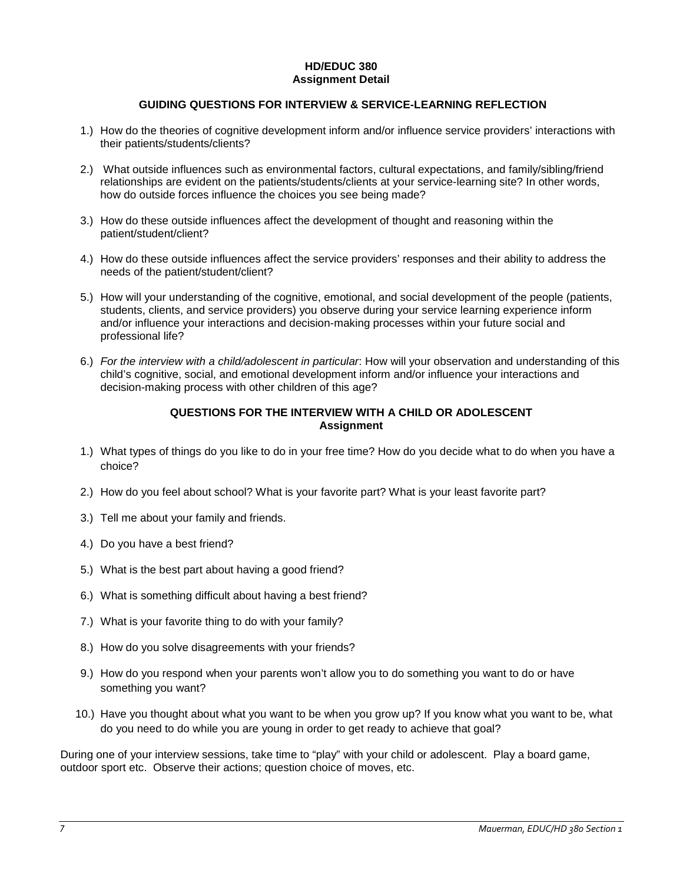**HD/EDUC 380**
**Assignment Detail**

## GUIDING QUESTIONS FOR INTERVIEW & SERVICE-LEARNING REFLECTION

1.) How do the theories of cognitive development inform and/or influence service providers' interactions with their patients/students/clients?

2.) What outside influences such as environmental factors, cultural expectations, and family/sibling/friend relationships are evident on the patients/students/clients at your service-learning site? In other words, how do outside forces influence the choices you see being made?

3.) How do these outside influences affect the development of thought and reasoning within the patient/student/client?

4.) How do these outside influences affect the service providers' responses and their ability to address the needs of the patient/student/client?

5.) How will your understanding of the cognitive, emotional, and social development of the people (patients, students, clients, and service providers) you observe during your service learning experience inform and/or influence your interactions and decision-making processes within your future social and professional life?

6.) *For the interview with a child/adolescent in particular*: How will your observation and understanding of this child's cognitive, social, and emotional development inform and/or influence your interactions and decision-making process with other children of this age?

## QUESTIONS FOR THE INTERVIEW WITH A CHILD OR ADOLESCENT
**Assignment**

1.) What types of things do you like to do in your free time? How do you decide what to do when you have a choice?

2.) How do you feel about school? What is your favorite part? What is your least favorite part?

3.) Tell me about your family and friends.

4.) Do you have a best friend?

5.) What is the best part about having a good friend?

6.) What is something difficult about having a best friend?

7.) What is your favorite thing to do with your family?

8.) How do you solve disagreements with your friends?

9.) How do you respond when your parents won't allow you to do something you want to do or have something you want?

10.) Have you thought about what you want to be when you grow up? If you know what you want to be, what do you need to do while you are young in order to get ready to achieve that goal?

During one of your interview sessions, take time to "play" with your child or adolescent. Play a board game, outdoor sport etc. Observe their actions; question choice of moves, etc.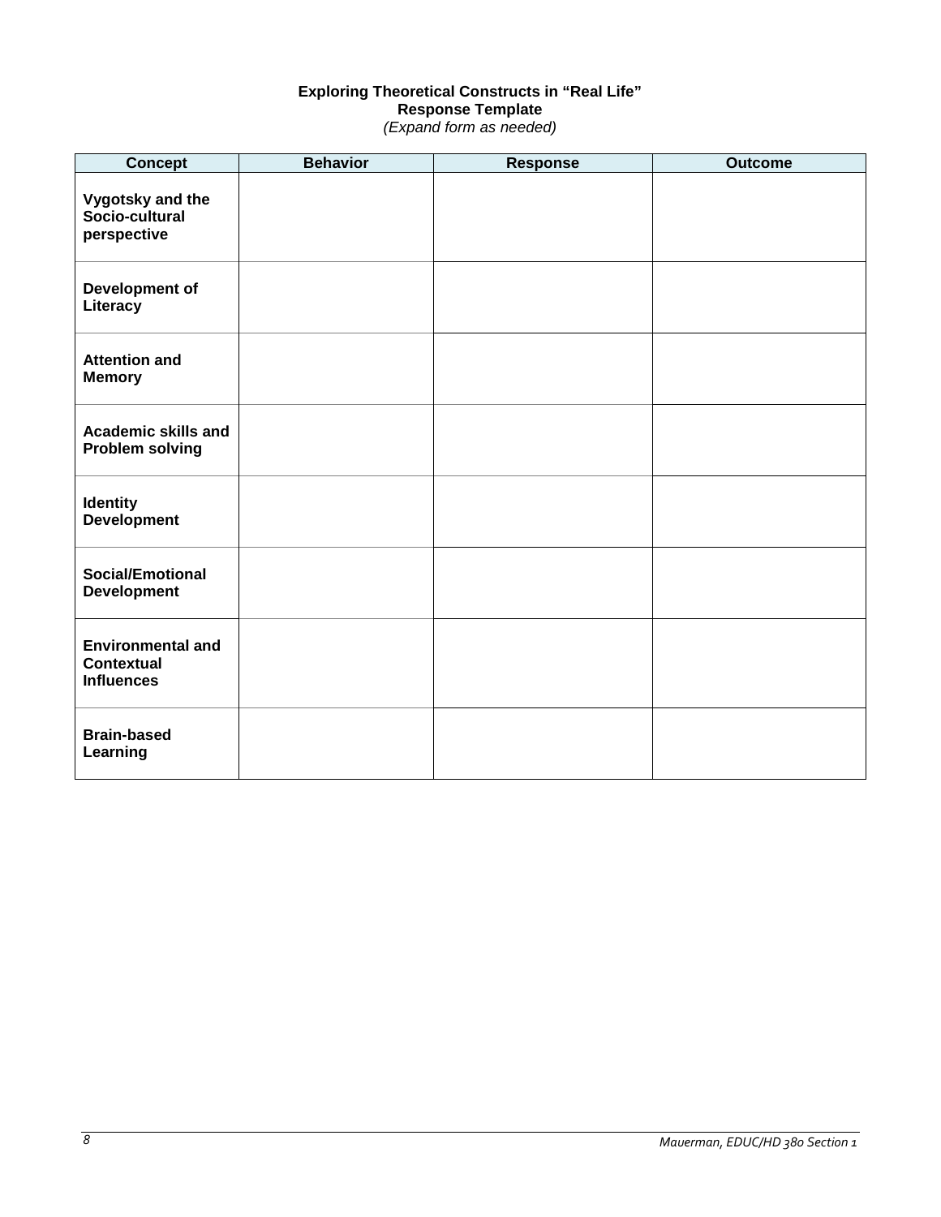**Exploring Theoretical Constructs in "Real Life"**
**Response Template**
*(Expand form as needed)*

| Concept | Behavior | Response | Outcome |
|---|---|---|---|
| **Vygotsky and the Socio-cultural perspective** | | | |
| **Development of Literacy** | | | |
| **Attention and Memory** | | | |
| **Academic skills and Problem solving** | | | |
| **Identity Development** | | | |
| **Social/Emotional Development** | | | |
| **Environmental and Contextual Influences** | | | |
| **Brain-based Learning** | | | |